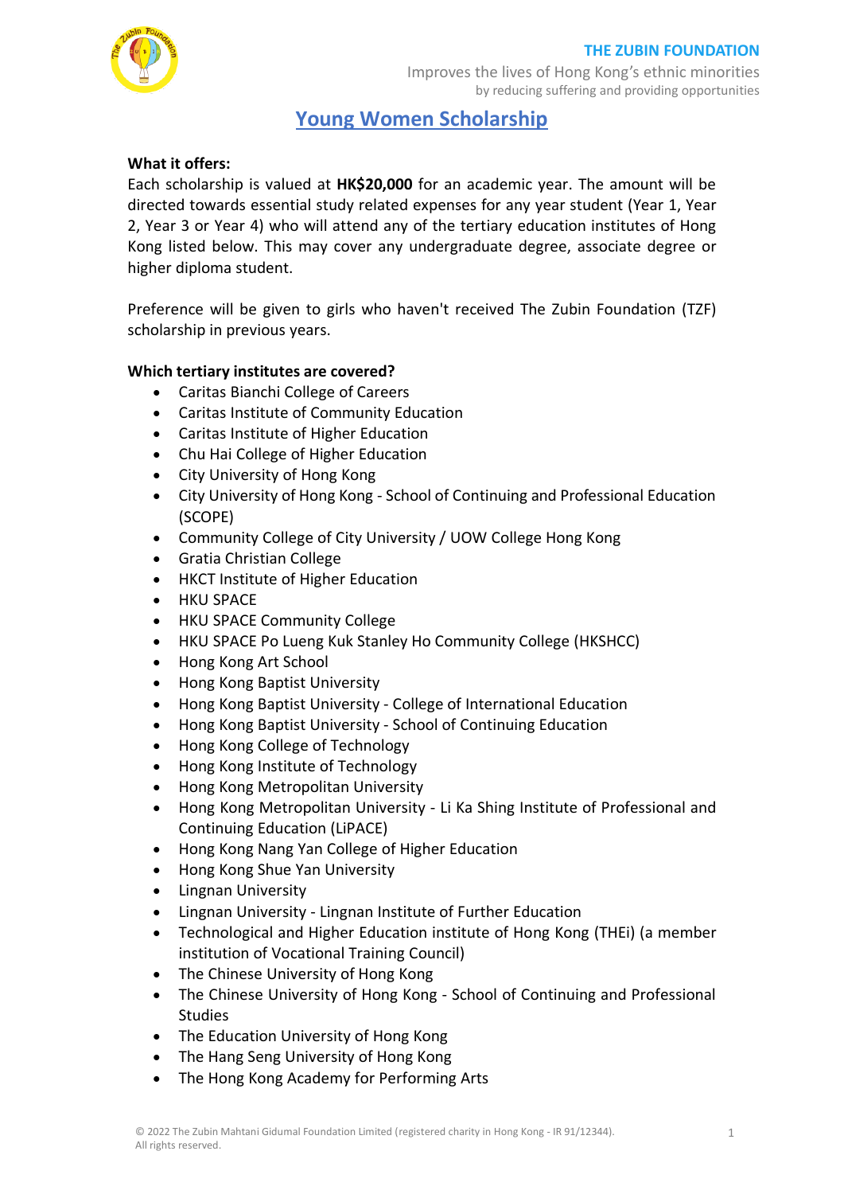THE ZUBIN FOUNDATION

Improves the lives of Hong Kong's ethnic minorities
by reducing suffering and providing opportunities

# Young Women Scholarship

**What it offers:**

Each scholarship is valued at **HK$20,000** for an academic year. The amount will be directed towards essential study related expenses for any year student (Year 1, Year 2, Year 3 or Year 4) who will attend any of the tertiary education institutes of Hong Kong listed below. This may cover any undergraduate degree, associate degree or higher diploma student.

Preference will be given to girls who haven't received The Zubin Foundation (TZF) scholarship in previous years.

**Which tertiary institutes are covered?**

- Caritas Bianchi College of Careers
- Caritas Institute of Community Education
- Caritas Institute of Higher Education
- Chu Hai College of Higher Education
- City University of Hong Kong
- City University of Hong Kong - School of Continuing and Professional Education (SCOPE)
- Community College of City University / UOW College Hong Kong
- Gratia Christian College
- HKCT Institute of Higher Education
- HKU SPACE
- HKU SPACE Community College
- HKU SPACE Po Lueng Kuk Stanley Ho Community College (HKSHCC)
- Hong Kong Art School
- Hong Kong Baptist University
- Hong Kong Baptist University - College of International Education
- Hong Kong Baptist University - School of Continuing Education
- Hong Kong College of Technology
- Hong Kong Institute of Technology
- Hong Kong Metropolitan University
- Hong Kong Metropolitan University - Li Ka Shing Institute of Professional and Continuing Education (LiPACE)
- Hong Kong Nang Yan College of Higher Education
- Hong Kong Shue Yan University
- Lingnan University
- Lingnan University - Lingnan Institute of Further Education
- Technological and Higher Education institute of Hong Kong (THEi) (a member institution of Vocational Training Council)
- The Chinese University of Hong Kong
- The Chinese University of Hong Kong - School of Continuing and Professional Studies
- The Education University of Hong Kong
- The Hang Seng University of Hong Kong
- The Hong Kong Academy for Performing Arts

© 2022 The Zubin Mahtani Gidumal Foundation Limited (registered charity in Hong Kong - IR 91/12344). All rights reserved.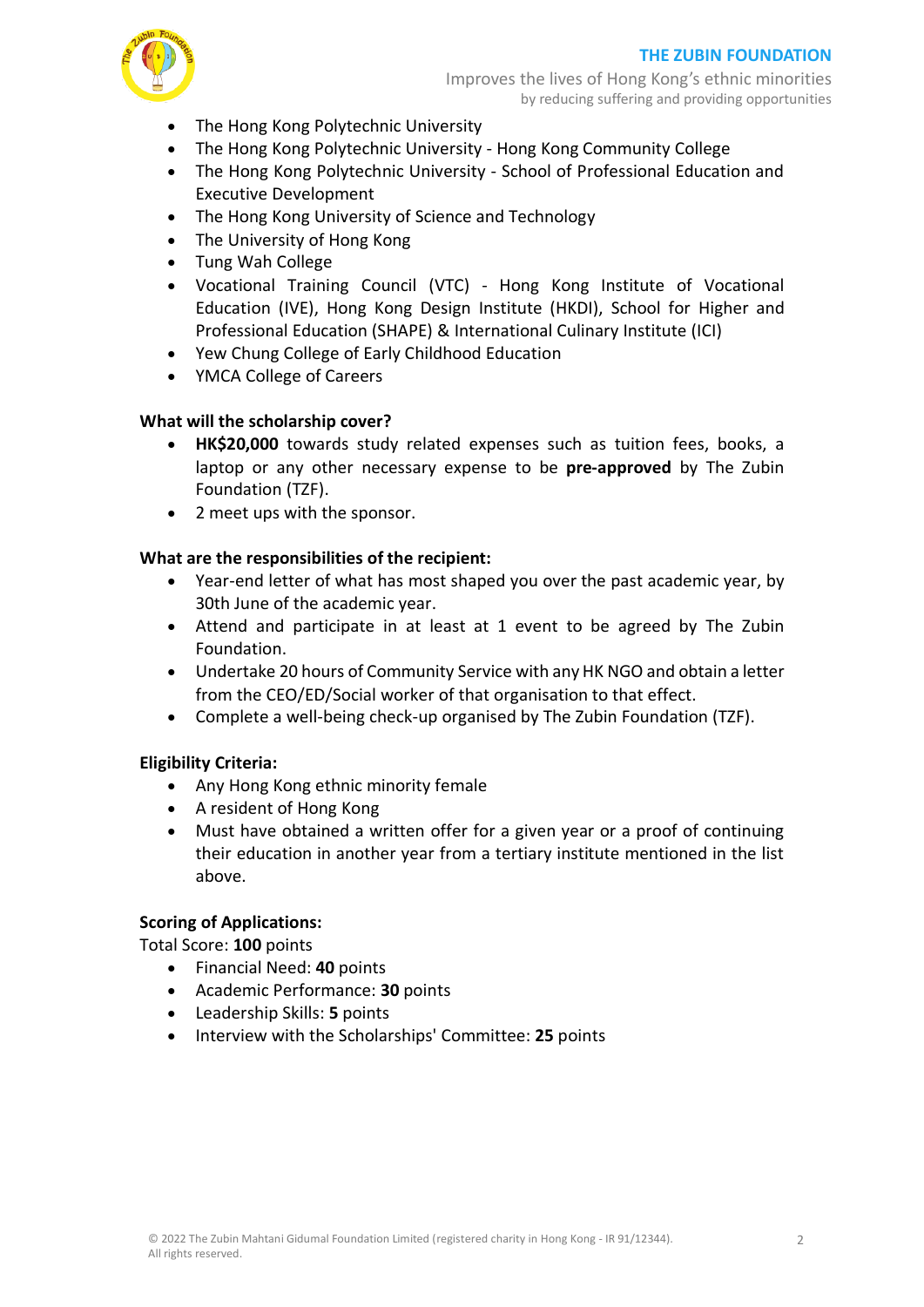- The Hong Kong Polytechnic University
- The Hong Kong Polytechnic University - Hong Kong Community College
- The Hong Kong Polytechnic University - School of Professional Education and Executive Development
- The Hong Kong University of Science and Technology
- The University of Hong Kong
- Tung Wah College
- Vocational Training Council (VTC) - Hong Kong Institute of Vocational Education (IVE), Hong Kong Design Institute (HKDI), School for Higher and Professional Education (SHAPE) & International Culinary Institute (ICI)
- Yew Chung College of Early Childhood Education
- YMCA College of Careers

**What will the scholarship cover?**

- **HK$20,000** towards study related expenses such as tuition fees, books, a laptop or any other necessary expense to be **pre-approved** by The Zubin Foundation (TZF).
- 2 meet ups with the sponsor.

**What are the responsibilities of the recipient:**

- Year-end letter of what has most shaped you over the past academic year, by 30th June of the academic year.
- Attend and participate in at least at 1 event to be agreed by The Zubin Foundation.
- Undertake 20 hours of Community Service with any HK NGO and obtain a letter from the CEO/ED/Social worker of that organisation to that effect.
- Complete a well-being check-up organised by The Zubin Foundation (TZF).

**Eligibility Criteria:**

- Any Hong Kong ethnic minority female
- A resident of Hong Kong
- Must have obtained a written offer for a given year or a proof of continuing their education in another year from a tertiary institute mentioned in the list above.

**Scoring of Applications:**

Total Score: **100** points

- Financial Need: **40** points
- Academic Performance: **30** points
- Leadership Skills: **5** points
- Interview with the Scholarships' Committee: **25** points